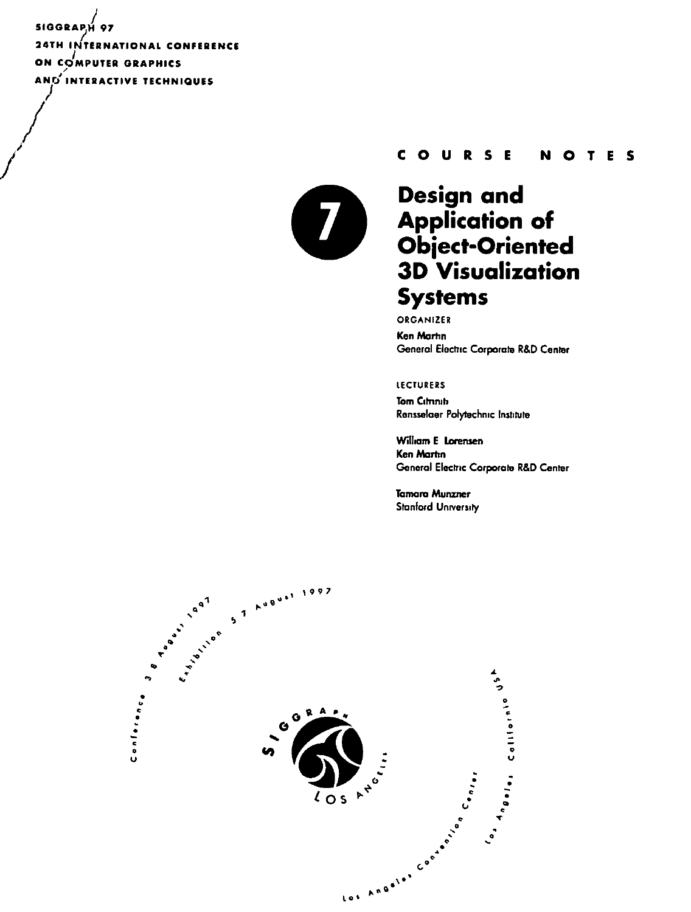SIGGRAPH 97
24TH INTERNATIONAL CONFERENCE
ON COMPUTER GRAPHICS
AND INTERACTIVE TECHNIQUES

COURSE NOTES

7

# Design and Application of Object-Oriented 3D Visualization Systems

ORGANIZER

Ken Martin
General Electric Corporate R&D Center

LECTURERS

Tom Citrniti
Rensselaer Polytechnic Institute

William E Lorensen
Ken Martin
General Electric Corporate R&D Center

Tamara Munzner
Stanford University

Conference 3 8 August 1997
Exhibition 5 7 August 1997

SIGGRAPH LOS ANGELES

Los Angeles Convention Center
Los Angeles California USA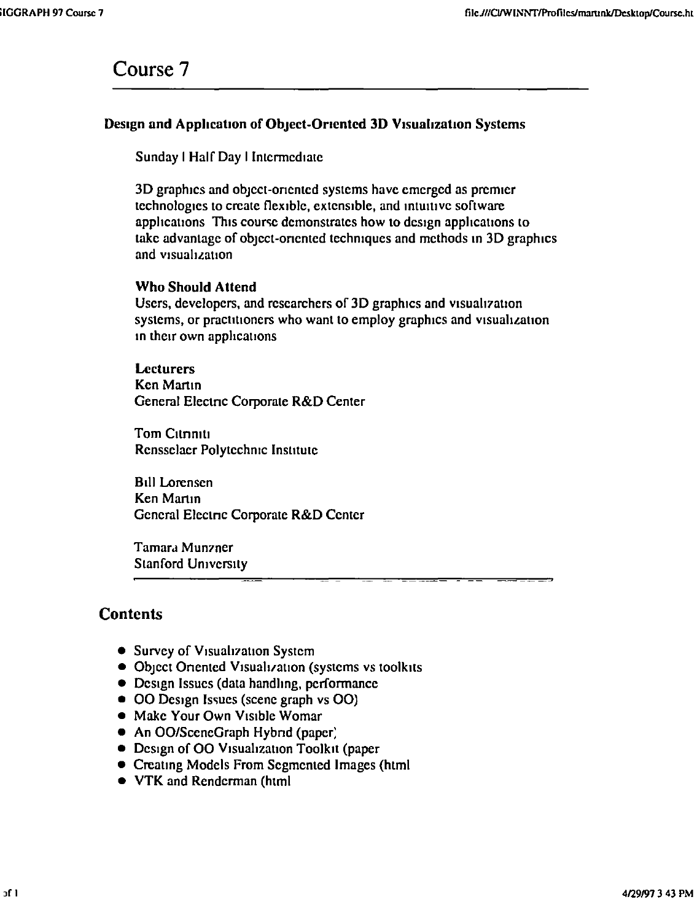# Course 7

### Design and Application of Object-Oriented 3D Visualization Systems

Sunday | Half Day | Intermediate

3D graphics and object-oriented systems have emerged as premier technologies to create flexible, extensible, and intuitive software applications This course demonstrates how to design applications to take advantage of object-oriented techniques and methods in 3D graphics and visualization

**Who Should Attend**
Users, developers, and researchers of 3D graphics and visualization systems, or practitioners who want to employ graphics and visualization in their own applications

**Lecturers**
Ken Martin
General Electric Corporate R&D Center

Tom Citriniti
Rensselaer Polytechnic Institute

Bill Lorensen
Ken Martin
General Electric Corporate R&D Center

Tamara Munzner
Stanford University

## Contents

- Survey of Visualization System
- Object Oriented Visualization (systems vs toolkits
- Design Issues (data handling, performance
- OO Design Issues (scene graph vs OO)
- Make Your Own Visible Womar
- An OO/SceneGraph Hybrid (paper)
- Design of OO Visualization Toolkit (paper
- Creating Models From Segmented Images (html
- VTK and Renderman (html